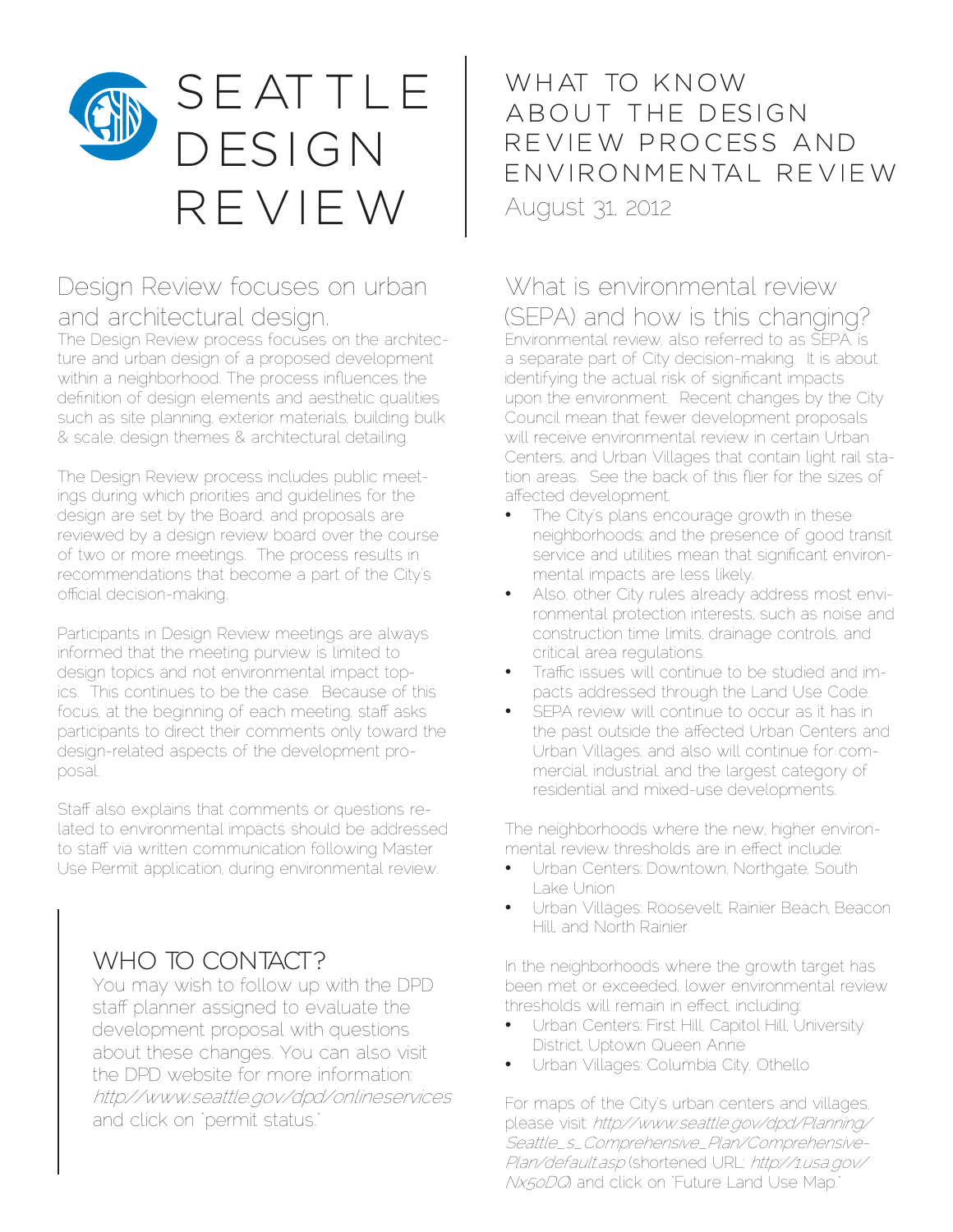# SEATTLE DESIGN REVIEW

## WHAT TO KNOW ABOUT THE DESIGN REVIEW PROCESS AND ENVIRONMENTAL REVIEW

August 31, 2012

## Design Review focuses on urban and architectural design.

The Design Review process focuses on the architecture and urban design of a proposed development within a neighborhood. The process influences the definition of design elements and aesthetic qualities such as site planning, exterior materials, building bulk & scale, design themes & architectural detailing.

The Design Review process includes public meetings during which priorities and guidelines for the design are set by the Board, and proposals are reviewed by a design review board over the course of two or more meetings. The process results in recommendations that become a part of the City's official decision-making.

Participants in Design Review meetings are always informed that the meeting purview is limited to design topics and not environmental impact topics. This continues to be the case. Because of this focus, at the beginning of each meeting, staff asks participants to direct their comments only toward the design-related aspects of the development proposal.

Staff also explains that comments or questions related to environmental impacts should be addressed to staff via written communication following Master Use Permit application, during environmental review.

## WHO TO CONTACT?

You may wish to follow up with the DPD staff planner assigned to evaluate the development proposal with questions about these changes. You can also visit the DPD website for more information: *http://www.seattle.gov/dpd/onlineservices* and click on "permit status."

## What is environmental review (SEPA) and how is this changing?

Environmental review, also referred to as SEPA, is a separate part of City decision-making. It is about identifying the actual risk of significant impacts upon the environment. Recent changes by the City Council mean that fewer development proposals will receive environmental review in certain Urban Centers, and Urban Villages that contain light rail station areas. See the back of this flier for the sizes of affected development.

- The City's plans encourage growth in these neighborhoods; and the presence of good transit service and utilities mean that significant environmental impacts are less likely.
- Also, other City rules already address most environmental protection interests, such as noise and construction time limits, drainage controls, and critical area regulations.
- Traffic issues will continue to be studied and impacts addressed through the Land Use Code.
- SEPA review will continue to occur as it has in the past outside the affected Urban Centers and Urban Villages, and also will continue for commercial, industrial, and the largest category of residential and mixed-use developments.

The neighborhoods where the new, higher environmental review thresholds are in effect include:

- Urban Centers: Downtown, Northgate, South Lake Union
- Urban Villages: Roosevelt, Rainier Beach, Beacon Hill, and North Rainier

In the neighborhoods where the growth target has been met or exceeded, lower environmental review thresholds will remain in effect, including:

- Urban Centers: First Hill, Capitol Hill, University District, Uptown Queen Anne
- Urban Villages: Columbia City, Othello

For maps of the City's urban centers and villages, please visit: *http://www.seattle.gov/dpd/Planning/Seattle_s_Comprehensive_Plan/ComprehensivePlan/default.asp* (shortened URL: *http://1.usa.gov/Nx50DQ*) and click on "Future Land Use Map."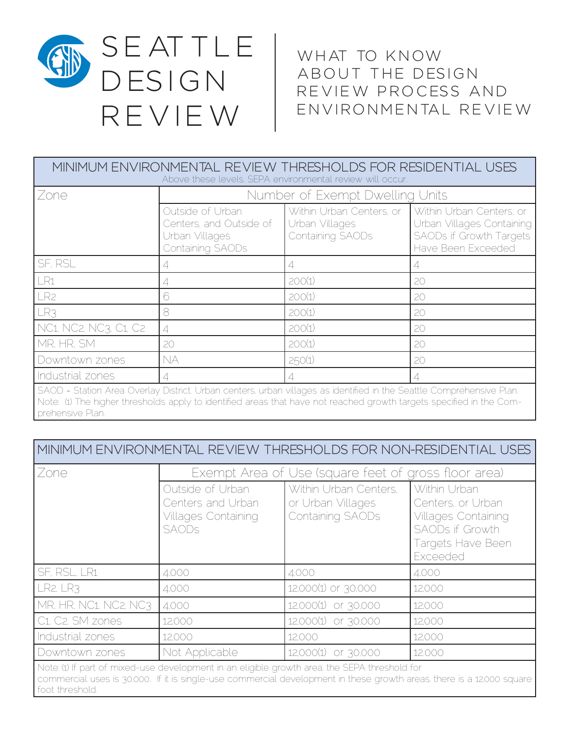# SEATTLE DESIGN REVIEW

## WHAT TO KNOW ABOUT THE DESIGN REVIEW PROCESS AND ENVIRONMENTAL REVIEW

| MINIMUM ENVIRONMENTAL REVIEW THRESHOLDS FOR RESIDENTIAL USES<br>Above these levels, SEPA environmental review will occur. | | | |
|---|---|---|---|
| Zone | Number of Exempt Dwelling Units | | |
| | Outside of Urban Centers, and Outside of Urban Villages Containing SAODs | Within Urban Centers, or Urban Villages Containing SAODs | Within Urban Centers, or Urban Villages Containing SAODs if Growth Targets Have Been Exceeded |
| SF, RSL | 4 | 4 | 4 |
| LR1 | 4 | 200(1) | 20 |
| LR2 | 6 | 200(1) | 20 |
| LR3 | 8 | 200(1) | 20 |
| NC1, NC2, NC3, C1, C2 | 4 | 200(1) | 20 |
| MR, HR, SM | 20 | 200(1) | 20 |
| Downtown zones | NA | 250(1) | 20 |
| Industrial zones | 4 | 4 | 4 |

SAOD - Station Area Overlay District. Urban centers, urban villages as identified in the Seattle Comprehensive Plan.
Note: (1) The higher thresholds apply to identified areas that have not reached growth targets specified in the Comprehensive Plan.

| MINIMUM ENVIRONMENTAL REVIEW THRESHOLDS FOR NON-RESIDENTIAL USES | | | |
|---|---|---|---|
| Zone | Exempt Area of Use (square feet of gross floor area) | | |
| | Outside of Urban Centers and Urban Villages Containing SAODs | Within Urban Centers, or Urban Villages Containing SAODs | Within Urban Centers, or Urban Villages Containing SAODs if Growth Targets Have Been Exceeded |
| SF, RSL, LR1 | 4,000 | 4,000 | 4,000 |
| LR2, LR3 | 4,000 | 12,000(1) or 30,000 | 12,000 |
| MR, HR, NC1, NC2, NC3 | 4,000 | 12,000(1) or 30,000 | 12,000 |
| C1, C2, SM zones | 12,000 | 12,000(1) or 30,000 | 12,000 |
| Industrial zones | 12,000 | 12,000 | 12,000 |
| Downtown zones | Not Applicable | 12,000(1) or 30,000 | 12,000 |

Note: (1) If part of mixed-use development in an eligible growth area, the SEPA threshold for commercial uses is 30,000. If it is single-use commercial development in these growth areas, there is a 12,000 square foot threshold.